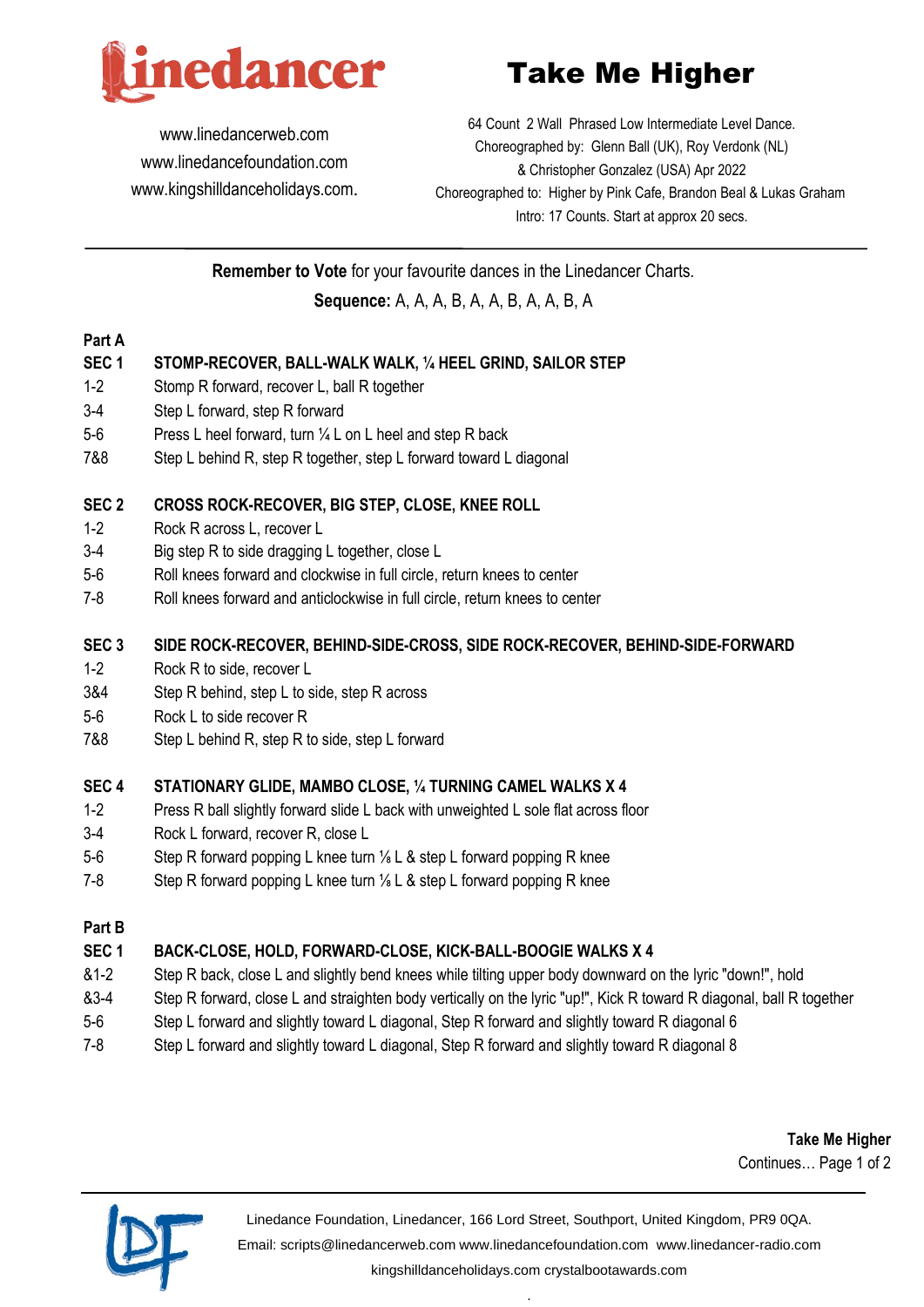# Take Me Higher

www.linedancerweb.com
www.linedancefoundation.com
www.kingshilldanceholidays.com.

64 Count 2 Wall Phrased Low Intermediate Level Dance.
Choreographed by: Glenn Ball (UK), Roy Verdonk (NL)
& Christopher Gonzalez (USA) Apr 2022
Choreographed to: Higher by Pink Cafe, Brandon Beal & Lukas Graham
Intro: 17 Counts. Start at approx 20 secs.

---

**Remember to Vote** for your favourite dances in the Linedancer Charts.

**Sequence:** A, A, A, B, A, A, B, A, A, B, A

## Part A

### SEC 1 STOMP-RECOVER, BALL-WALK WALK, ¼ HEEL GRIND, SAILOR STEP

- 1-2 Stomp R forward, recover L, ball R together
- 3-4 Step L forward, step R forward
- 5-6 Press L heel forward, turn ¼ L on L heel and step R back
- 7&8 Step L behind R, step R together, step L forward toward L diagonal

### SEC 2 CROSS ROCK-RECOVER, BIG STEP, CLOSE, KNEE ROLL

- 1-2 Rock R across L, recover L
- 3-4 Big step R to side dragging L together, close L
- 5-6 Roll knees forward and clockwise in full circle, return knees to center
- 7-8 Roll knees forward and anticlockwise in full circle, return knees to center

### SEC 3 SIDE ROCK-RECOVER, BEHIND-SIDE-CROSS, SIDE ROCK-RECOVER, BEHIND-SIDE-FORWARD

- 1-2 Rock R to side, recover L
- 3&4 Step R behind, step L to side, step R across
- 5-6 Rock L to side recover R
- 7&8 Step L behind R, step R to side, step L forward

### SEC 4 STATIONARY GLIDE, MAMBO CLOSE, ¼ TURNING CAMEL WALKS X 4

- 1-2 Press R ball slightly forward slide L back with unweighted L sole flat across floor
- 3-4 Rock L forward, recover R, close L
- 5-6 Step R forward popping L knee turn ⅛ L & step L forward popping R knee
- 7-8 Step R forward popping L knee turn ⅛ L & step L forward popping R knee

## Part B

### SEC 1 BACK-CLOSE, HOLD, FORWARD-CLOSE, KICK-BALL-BOOGIE WALKS X 4

- &1-2 Step R back, close L and slightly bend knees while tilting upper body downward on the lyric "down!", hold
- &3-4 Step R forward, close L and straighten body vertically on the lyric "up!", Kick R toward R diagonal, ball R together
- 5-6 Step L forward and slightly toward L diagonal, Step R forward and slightly toward R diagonal 6
- 7-8 Step L forward and slightly toward L diagonal, Step R forward and slightly toward R diagonal 8

**Take Me Higher**
Continues…

Linedance Foundation, Linedancer, 166 Lord Street, Southport, United Kingdom, PR9 0QA.
Email: scripts@linedancerweb.com www.linedancefoundation.com www.linedancer-radio.com
kingshilldanceholidays.com crystalbootawards.com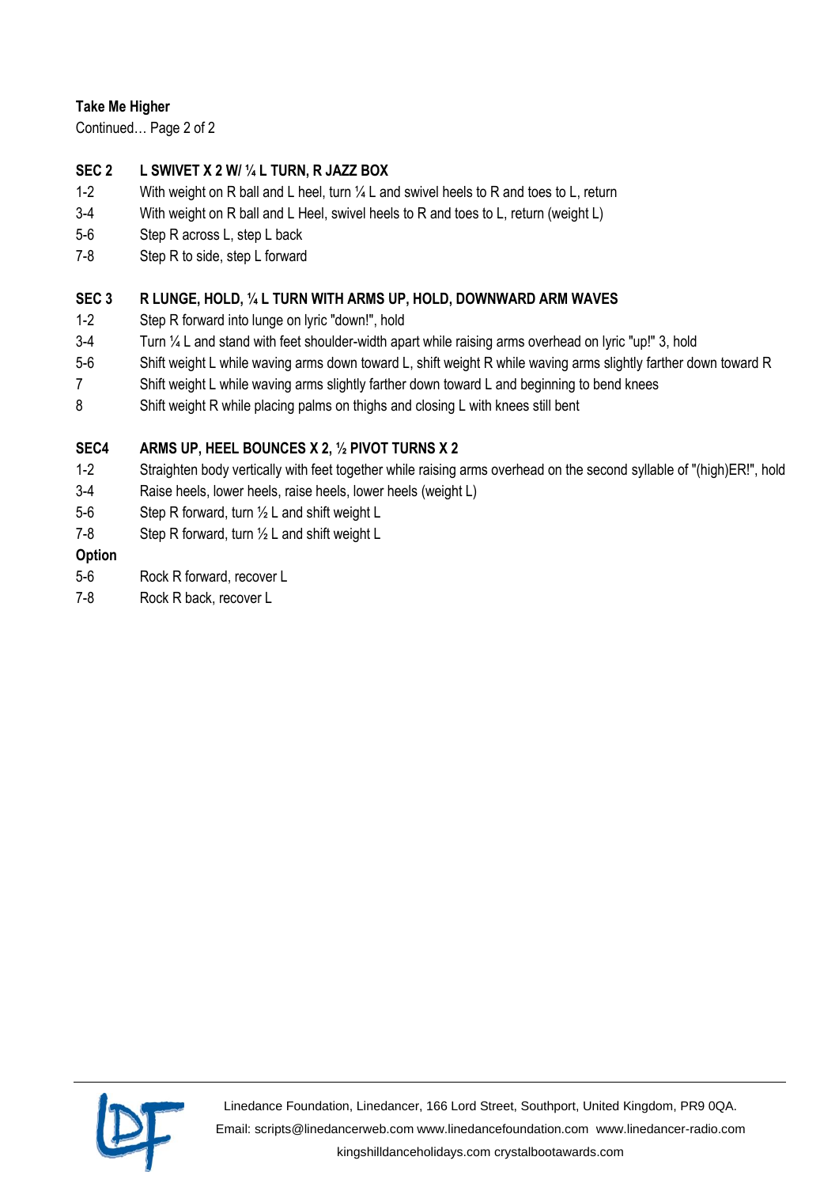**Take Me Higher**

Continued…

### SEC 2 L SWIVET X 2 W/ ¼ L TURN, R JAZZ BOX

| | |
|---|---|
| 1-2 | With weight on R ball and L heel, turn ¼ L and swivel heels to R and toes to L, return |
| 3-4 | With weight on R ball and L Heel, swivel heels to R and toes to L, return (weight L) |
| 5-6 | Step R across L, step L back |
| 7-8 | Step R to side, step L forward |

### SEC 3 R LUNGE, HOLD, ¼ L TURN WITH ARMS UP, HOLD, DOWNWARD ARM WAVES

| | |
|---|---|
| 1-2 | Step R forward into lunge on lyric "down!", hold |
| 3-4 | Turn ¼ L and stand with feet shoulder-width apart while raising arms overhead on lyric "up!" 3, hold |
| 5-6 | Shift weight L while waving arms down toward L, shift weight R while waving arms slightly farther down toward R |
| 7 | Shift weight L while waving arms slightly farther down toward L and beginning to bend knees |
| 8 | Shift weight R while placing palms on thighs and closing L with knees still bent |

### SEC4 ARMS UP, HEEL BOUNCES X 2, ½ PIVOT TURNS X 2

| | |
|---|---|
| 1-2 | Straighten body vertically with feet together while raising arms overhead on the second syllable of "(high)ER!", hold |
| 3-4 | Raise heels, lower heels, raise heels, lower heels (weight L) |
| 5-6 | Step R forward, turn ½ L and shift weight L |
| 7-8 | Step R forward, turn ½ L and shift weight L |

**Option**

| | |
|---|---|
| 5-6 | Rock R forward, recover L |
| 7-8 | Rock R back, recover L |

Linedance Foundation, Linedancer, 166 Lord Street, Southport, United Kingdom, PR9 0QA.
Email: scripts@linedancerweb.com www.linedancefoundation.com www.linedancer-radio.com
kingshilldanceholidays.com crystalbootawards.com